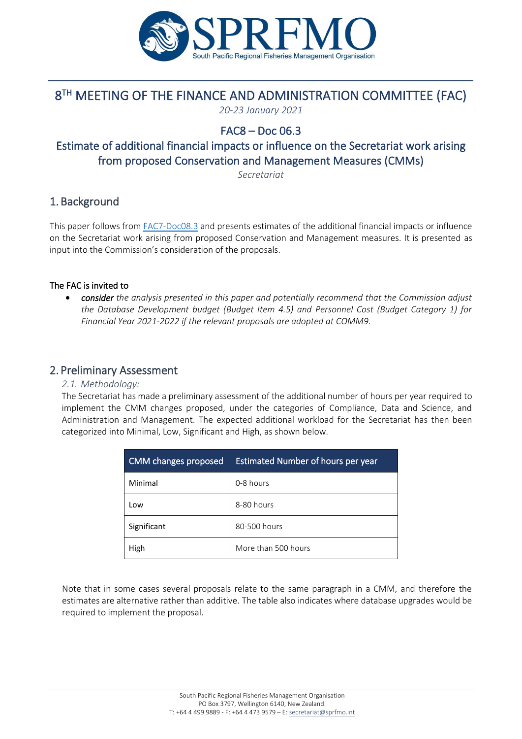# 8[TH] MEETING OF THE FINANCE AND ADMINISTRATION COMMITTEE (FAC)

*20-23 January 2021*

## FAC8 – Doc 06.3

## Estimate of additional financial impacts or influence on the Secretariat work arising from proposed Conservation and Management Measures (CMMs)

*Secretariat*

## 1. Background

This paper follows from FAC7-Doc08.3 and presents estimates of the additional financial impacts or influence on the Secretariat work arising from proposed Conservation and Management measures. It is presented as input into the Commission's consideration of the proposals.

**The FAC is invited to**

- ***consider*** *the analysis presented in this paper and potentially recommend that the Commission adjust the Database Development budget (Budget Item 4.5) and Personnel Cost (Budget Category 1) for Financial Year 2021-2022 if the relevant proposals are adopted at COMM9.*

## 2. Preliminary Assessment

### *2.1. Methodology:*

The Secretariat has made a preliminary assessment of the additional number of hours per year required to implement the CMM changes proposed, under the categories of Compliance, Data and Science, and Administration and Management. The expected additional workload for the Secretariat has then been categorized into Minimal, Low, Significant and High, as shown below.

| CMM changes proposed | Estimated Number of hours per year |
|---|---|
| Minimal | 0-8 hours |
| Low | 8-80 hours |
| Significant | 80-500 hours |
| High | More than 500 hours |

Note that in some cases several proposals relate to the same paragraph in a CMM, and therefore the estimates are alternative rather than additive. The table also indicates where database upgrades would be required to implement the proposal.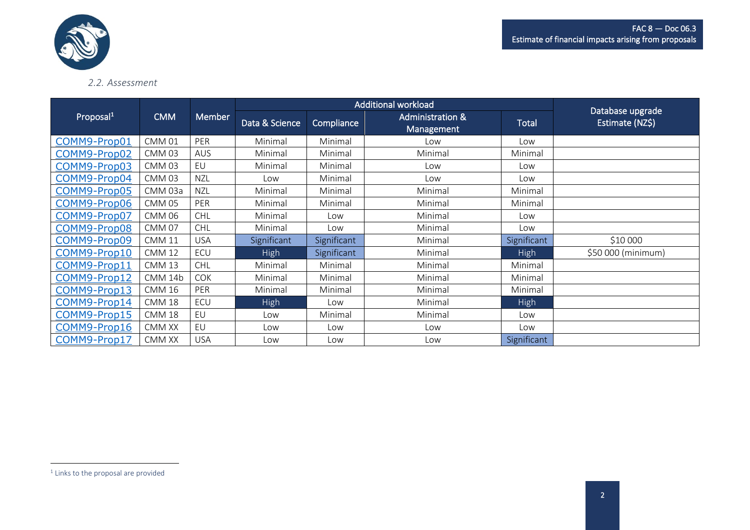*2.2. Assessment*

| Proposal[1] | CMM | Member | Additional workload | | | | Database upgrade Estimate (NZ$) |
|---|---|---|---|---|---|---|---|
| | | | Data & Science | Compliance | Administration & Management | Total | |
| COMM9-Prop01 | CMM 01 | PER | Minimal | Minimal | Low | Low | |
| COMM9-Prop02 | CMM 03 | AUS | Minimal | Minimal | Minimal | Minimal | |
| COMM9-Prop03 | CMM 03 | EU | Minimal | Minimal | Low | Low | |
| COMM9-Prop04 | CMM 03 | NZL | Low | Minimal | Low | Low | |
| COMM9-Prop05 | CMM 03a | NZL | Minimal | Minimal | Minimal | Minimal | |
| COMM9-Prop06 | CMM 05 | PER | Minimal | Minimal | Minimal | Minimal | |
| COMM9-Prop07 | CMM 06 | CHL | Minimal | Low | Minimal | Low | |
| COMM9-Prop08 | CMM 07 | CHL | Minimal | Low | Minimal | Low | |
| COMM9-Prop09 | CMM 11 | USA | Significant | Significant | Minimal | Significant | $10 000 |
| COMM9-Prop10 | CMM 12 | ECU | High | Significant | Minimal | High | $50 000 (minimum) |
| COMM9-Prop11 | CMM 13 | CHL | Minimal | Minimal | Minimal | Minimal | |
| COMM9-Prop12 | CMM 14b | COK | Minimal | Minimal | Minimal | Minimal | |
| COMM9-Prop13 | CMM 16 | PER | Minimal | Minimal | Minimal | Minimal | |
| COMM9-Prop14 | CMM 18 | ECU | High | Low | Minimal | High | |
| COMM9-Prop15 | CMM 18 | EU | Low | Minimal | Minimal | Low | |
| COMM9-Prop16 | CMM XX | EU | Low | Low | Low | Low | |
| COMM9-Prop17 | CMM XX | USA | Low | Low | Low | Significant | |

[1] Links to the proposal are provided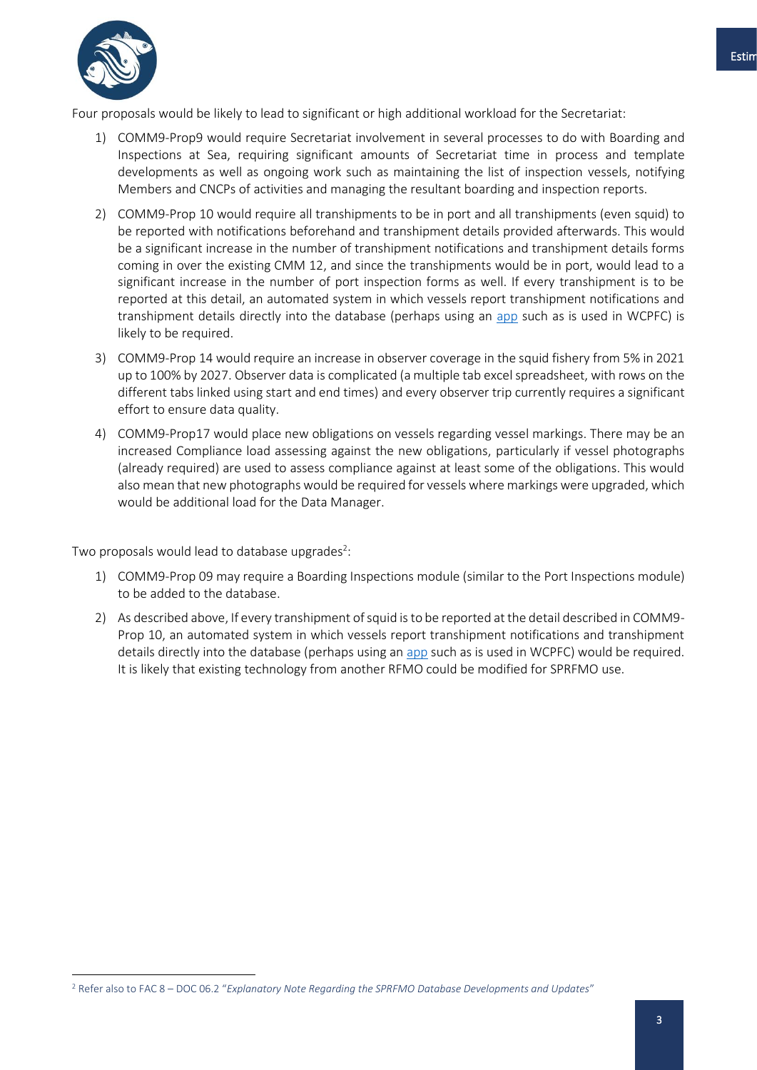Four proposals would be likely to lead to significant or high additional workload for the Secretariat:

1) COMM9-Prop9 would require Secretariat involvement in several processes to do with Boarding and Inspections at Sea, requiring significant amounts of Secretariat time in process and template developments as well as ongoing work such as maintaining the list of inspection vessels, notifying Members and CNCPs of activities and managing the resultant boarding and inspection reports.

2) COMM9-Prop 10 would require all transhipments to be in port and all transhipments (even squid) to be reported with notifications beforehand and transhipment details provided afterwards. This would be a significant increase in the number of transhipment notifications and transhipment details forms coming in over the existing CMM 12, and since the transhipments would be in port, would lead to a significant increase in the number of port inspection forms as well. If every transhipment is to be reported at this detail, an automated system in which vessels report transhipment notifications and transhipment details directly into the database (perhaps using an app such as is used in WCPFC) is likely to be required.

3) COMM9-Prop 14 would require an increase in observer coverage in the squid fishery from 5% in 2021 up to 100% by 2027. Observer data is complicated (a multiple tab excel spreadsheet, with rows on the different tabs linked using start and end times) and every observer trip currently requires a significant effort to ensure data quality.

4) COMM9-Prop17 would place new obligations on vessels regarding vessel markings. There may be an increased Compliance load assessing against the new obligations, particularly if vessel photographs (already required) are used to assess compliance against at least some of the obligations. This would also mean that new photographs would be required for vessels where markings were upgraded, which would be additional load for the Data Manager.

Two proposals would lead to database upgrades[2]:

1) COMM9-Prop 09 may require a Boarding Inspections module (similar to the Port Inspections module) to be added to the database.

2) As described above, If every transhipment of squid is to be reported at the detail described in COMM9-Prop 10, an automated system in which vessels report transhipment notifications and transhipment details directly into the database (perhaps using an app such as is used in WCPFC) would be required. It is likely that existing technology from another RFMO could be modified for SPRFMO use.

[2] Refer also to FAC 8 – DOC 06.2 "*Explanatory Note Regarding the SPRFMO Database Developments and Updates*"